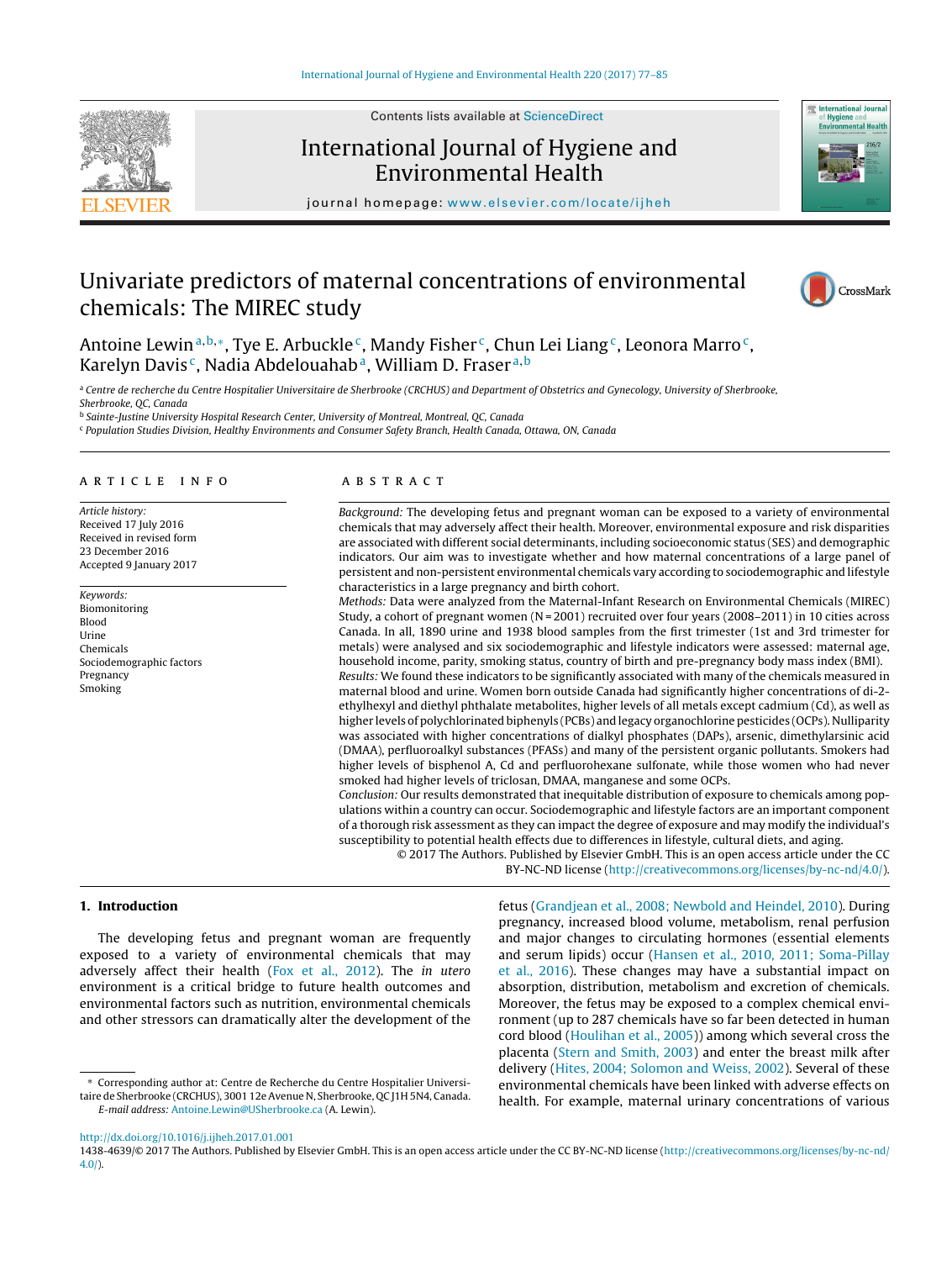# Univariate predictors of maternal concentrations of environmental chemicals: The MIREC study

Antoine Lewin[a,b,*], Tye E. Arbuckle[c], Mandy Fisher[c], Chun Lei Liang[c], Leonora Marro[c], Karelyn Davis[c], Nadia Abdelouahab[a], William D. Fraser[a,b]

[a] Centre de recherche du Centre Hospitalier Universitaire de Sherbrooke (CRCHUS) and Department of Obstetrics and Gynecology, University of Sherbrooke, Sherbrooke, QC, Canada

[b] Sainte-Justine University Hospital Research Center, University of Montreal, Montreal, QC, Canada

[c] Population Studies Division, Healthy Environments and Consumer Safety Branch, Health Canada, Ottawa, ON, Canada

## ARTICLE INFO

*Article history:*
Received 17 July 2016
Received in revised form 23 December 2016
Accepted 9 January 2017

*Keywords:*
Biomonitoring
Blood
Urine
Chemicals
Sociodemographic factors
Pregnancy
Smoking

## ABSTRACT

*Background:* The developing fetus and pregnant woman can be exposed to a variety of environmental chemicals that may adversely affect their health. Moreover, environmental exposure and risk disparities are associated with different social determinants, including socioeconomic status (SES) and demographic indicators. Our aim was to investigate whether and how maternal concentrations of a large panel of persistent and non-persistent environmental chemicals vary according to sociodemographic and lifestyle characteristics in a large pregnancy and birth cohort.

*Methods:* Data were analyzed from the Maternal-Infant Research on Environmental Chemicals (MIREC) Study, a cohort of pregnant women (N = 2001) recruited over four years (2008–2011) in 10 cities across Canada. In all, 1890 urine and 1938 blood samples from the first trimester (1st and 3rd trimester for metals) were analysed and six sociodemographic and lifestyle indicators were assessed: maternal age, household income, parity, smoking status, country of birth and pre-pregnancy body mass index (BMI).

*Results:* We found these indicators to be significantly associated with many of the chemicals measured in maternal blood and urine. Women born outside Canada had significantly higher concentrations of di-2-ethylhexyl and diethyl phthalate metabolites, higher levels of all metals except cadmium (Cd), as well as higher levels of polychlorinated biphenyls (PCBs) and legacy organochlorine pesticides (OCPs). Nulliparity was associated with higher concentrations of dialkyl phosphates (DAPs), arsenic, dimethylarsinic acid (DMAA), perfluoroalkyl substances (PFASs) and many of the persistent organic pollutants. Smokers had higher levels of bisphenol A, Cd and perfluorohexane sulfonate, while those women who had never smoked had higher levels of triclosan, DMAA, manganese and some OCPs.

*Conclusion:* Our results demonstrated that inequitable distribution of exposure to chemicals among populations within a country can occur. Sociodemographic and lifestyle factors are an important component of a thorough risk assessment as they can impact the degree of exposure and may modify the individual's susceptibility to potential health effects due to differences in lifestyle, cultural diets, and aging.

© 2017 The Authors. Published by Elsevier GmbH. This is an open access article under the CC BY-NC-ND license (http://creativecommons.org/licenses/by-nc-nd/4.0/).

## 1. Introduction

The developing fetus and pregnant woman are frequently exposed to a variety of environmental chemicals that may adversely affect their health (Fox et al., 2012). The *in utero* environment is a critical bridge to future health outcomes and environmental factors such as nutrition, environmental chemicals and other stressors can dramatically alter the development of the fetus (Grandjean et al., 2008; Newbold and Heindel, 2010). During pregnancy, increased blood volume, metabolism, renal perfusion and major changes to circulating hormones (essential elements and serum lipids) occur (Hansen et al., 2010, 2011; Soma-Pillay et al., 2016). These changes may have a substantial impact on absorption, distribution, metabolism and excretion of chemicals. Moreover, the fetus may be exposed to a complex chemical environment (up to 287 chemicals have so far been detected in human cord blood (Houlihan et al., 2005)) among which several cross the placenta (Stern and Smith, 2003) and enter the breast milk after delivery (Hites, 2004; Solomon and Weiss, 2002). Several of these environmental chemicals have been linked with adverse effects on health. For example, maternal urinary concentrations of various

* Corresponding author at: Centre de Recherche du Centre Hospitalier Universitaire de Sherbrooke (CRCHUS), 3001 12e Avenue N, Sherbrooke, QC J1H 5N4, Canada.
*E-mail address:* Antoine.Lewin@USherbrooke.ca (A. Lewin).

http://dx.doi.org/10.1016/j.ijheh.2017.01.001
1438-4639/© 2017 The Authors. Published by Elsevier GmbH. This is an open access article under the CC BY-NC-ND license (http://creativecommons.org/licenses/by-nc-nd/4.0/).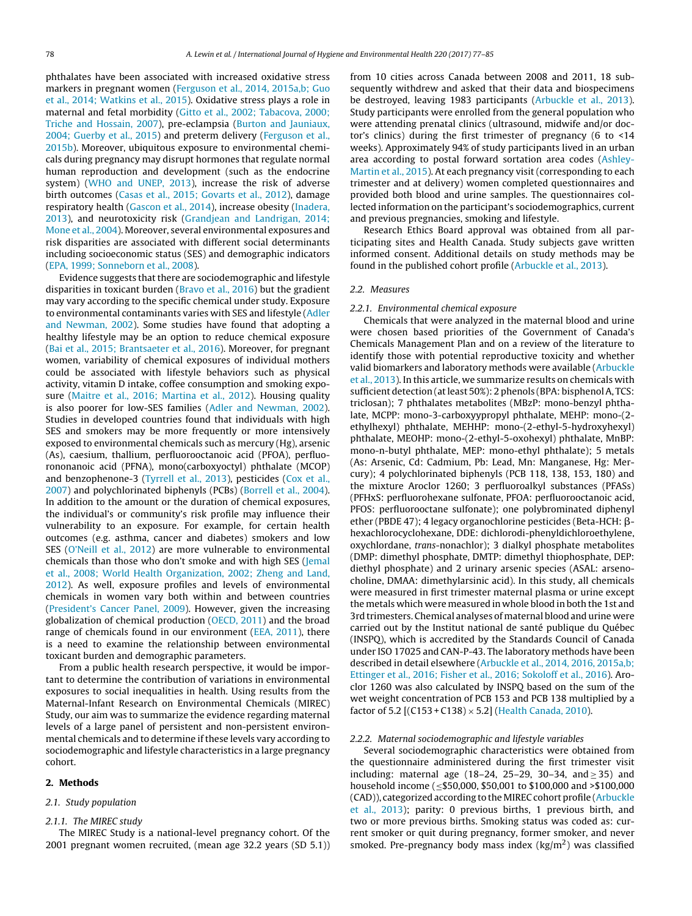phthalates have been associated with increased oxidative stress markers in pregnant women (Ferguson et al., 2014, 2015a,b; Guo et al., 2014; Watkins et al., 2015). Oxidative stress plays a role in maternal and fetal morbidity (Gitto et al., 2002; Tabacova, 2000; Triche and Hossain, 2007), pre-eclampsia (Burton and Jauniaux, 2004; Guerby et al., 2015) and preterm delivery (Ferguson et al., 2015b). Moreover, ubiquitous exposure to environmental chemicals during pregnancy may disrupt hormones that regulate normal human reproduction and development (such as the endocrine system) (WHO and UNEP, 2013), increase the risk of adverse birth outcomes (Casas et al., 2015; Govarts et al., 2012), damage respiratory health (Gascon et al., 2014), increase obesity (Inadera, 2013), and neurotoxicity risk (Grandjean and Landrigan, 2014; Mone et al., 2004). Moreover, several environmental exposures and risk disparities are associated with different social determinants including socioeconomic status (SES) and demographic indicators (EPA, 1999; Sonneborn et al., 2008).

Evidence suggests that there are sociodemographic and lifestyle disparities in toxicant burden (Bravo et al., 2016) but the gradient may vary according to the specific chemical under study. Exposure to environmental contaminants varies with SES and lifestyle (Adler and Newman, 2002). Some studies have found that adopting a healthy lifestyle may be an option to reduce chemical exposure (Bai et al., 2015; Brantsaeter et al., 2016). Moreover, for pregnant women, variability of chemical exposures of individual mothers could be associated with lifestyle behaviors such as physical activity, vitamin D intake, coffee consumption and smoking exposure (Maitre et al., 2016; Martina et al., 2012). Housing quality is also poorer for low-SES families (Adler and Newman, 2002). Studies in developed countries found that individuals with high SES and smokers may be more frequently or more intensively exposed to environmental chemicals such as mercury (Hg), arsenic (As), caesium, thallium, perfluorooctanoic acid (PFOA), perfluorononanoic acid (PFNA), mono(carboxyoctyl) phthalate (MCOP) and benzophenone-3 (Tyrrell et al., 2013), pesticides (Cox et al., 2007) and polychlorinated biphenyls (PCBs) (Borrell et al., 2004). In addition to the amount or the duration of chemical exposures, the individual's or community's risk profile may influence their vulnerability to an exposure. For example, for certain health outcomes (e.g. asthma, cancer and diabetes) smokers and low SES (O'Neill et al., 2012) are more vulnerable to environmental chemicals than those who don't smoke and with high SES (Jemal et al., 2008; World Health Organization, 2002; Zheng and Land, 2012). As well, exposure profiles and levels of environmental chemicals in women vary both within and between countries (President's Cancer Panel, 2009). However, given the increasing globalization of chemical production (OECD, 2011) and the broad range of chemicals found in our environment (EEA, 2011), there is a need to examine the relationship between environmental toxicant burden and demographic parameters.

From a public health research perspective, it would be important to determine the contribution of variations in environmental exposures to social inequalities in health. Using results from the Maternal-Infant Research on Environmental Chemicals (MIREC) Study, our aim was to summarize the evidence regarding maternal levels of a large panel of persistent and non-persistent environmental chemicals and to determine if these levels vary according to sociodemographic and lifestyle characteristics in a large pregnancy cohort.

## 2. Methods

### 2.1. Study population

#### 2.1.1. The MIREC study

The MIREC Study is a national-level pregnancy cohort. Of the 2001 pregnant women recruited, (mean age 32.2 years (SD 5.1)) from 10 cities across Canada between 2008 and 2011, 18 subsequently withdrew and asked that their data and biospecimens be destroyed, leaving 1983 participants (Arbuckle et al., 2013). Study participants were enrolled from the general population who were attending prenatal clinics (ultrasound, midwife and/or doctor's clinics) during the first trimester of pregnancy (6 to <14 weeks). Approximately 94% of study participants lived in an urban area according to postal forward sortation area codes (Ashley-Martin et al., 2015). At each pregnancy visit (corresponding to each trimester and at delivery) women completed questionnaires and provided both blood and urine samples. The questionnaires collected information on the participant's sociodemographics, current and previous pregnancies, smoking and lifestyle.

Research Ethics Board approval was obtained from all participating sites and Health Canada. Study subjects gave written informed consent. Additional details on study methods may be found in the published cohort profile (Arbuckle et al., 2013).

### 2.2. Measures

#### 2.2.1. Environmental chemical exposure

Chemicals that were analyzed in the maternal blood and urine were chosen based priorities of the Government of Canada's Chemicals Management Plan and on a review of the literature to identify those with potential reproductive toxicity and whether valid biomarkers and laboratory methods were available (Arbuckle et al., 2013). In this article, we summarize results on chemicals with sufficient detection (at least 50%): 2 phenols (BPA: bisphenol A, TCS: triclosan); 7 phthalates metabolites (MBzP: mono-benzyl phthalate, MCPP: mono-3-carboxyypropyl phthalate, MEHP: mono-(2-ethylhexyl) phthalate, MEHHP: mono-(2-ethyl-5-hydroxyhexyl) phthalate, MEOHP: mono-(2-ethyl-5-oxohexyl) phthalate, MnBP: mono-n-butyl phthalate, MEP: mono-ethyl phthalate); 5 metals (As: Arsenic, Cd: Cadmium, Pb: Lead, Mn: Manganese, Hg: Mercury); 4 polychlorinated biphenyls (PCB 118, 138, 153, 180) and the mixture Aroclor 1260; 3 perfluoroalkyl substances (PFASs) (PFHxS: perfluorohexane sulfonate, PFOA: perfluorooctanoic acid, PFOS: perfluorooctane sulfonate); one polybrominated diphenyl ether (PBDE 47); 4 legacy organochlorine pesticides (Beta-HCH: β-hexachlorocyclohexane, DDE: dichlorodi-phenyldichloroethylene, oxychlordane, *trans*-nonachlor); 3 dialkyl phosphate metabolites (DMP: dimethyl phosphate, DMTP: dimethyl thiophosphate, DEP: diethyl phosphate) and 2 urinary arsenic species (ASAL: arsenocholine, DMAA: dimethylarsinic acid). In this study, all chemicals were measured in first trimester maternal plasma or urine except the metals which were measured in whole blood in both the 1st and 3rd trimesters. Chemical analyses of maternal blood and urine were carried out by the Institut national de santé publique du Québec (INSPQ), which is accredited by the Standards Council of Canada under ISO 17025 and CAN-P-43. The laboratory methods have been described in detail elsewhere (Arbuckle et al., 2014, 2016, 2015a,b; Ettinger et al., 2016; Fisher et al., 2016; Sokoloff et al., 2016). Aroclor 1260 was also calculated by INSPQ based on the sum of the wet weight concentration of PCB 153 and PCB 138 multiplied by a factor of 5.2 [$(C153 + C138) \times 5.2$] (Health Canada, 2010).

#### 2.2.2. Maternal sociodemographic and lifestyle variables

Several sociodemographic characteristics were obtained from the questionnaire administered during the first trimester visit including: maternal age (18–24, 25–29, 30–34, and $\geq 35$) and household income ($\leq$\$50,000, \$50,001 to \$100,000 and >\$100,000 (CAD)), categorized according to the MIREC cohort profile (Arbuckle et al., 2013); parity: 0 previous births, 1 previous birth, and two or more previous births. Smoking status was coded as: current smoker or quit during pregnancy, former smoker, and never smoked. Pre-pregnancy body mass index (kg/m$^2$) was classified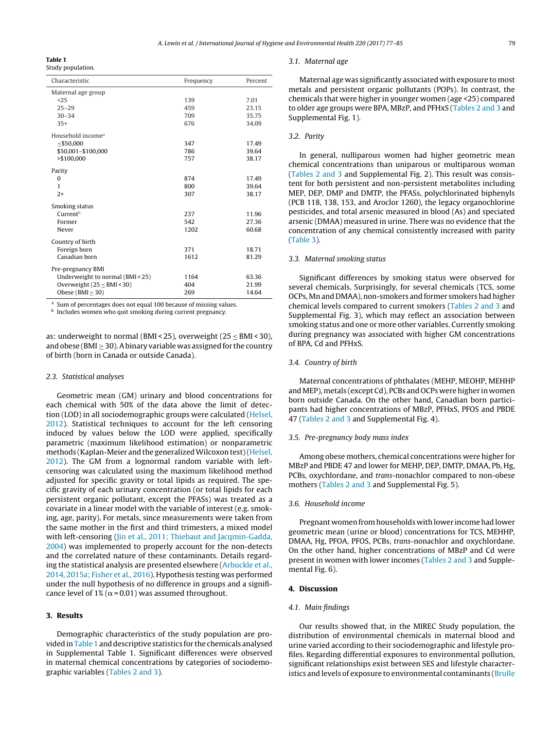**Table 1**
Study population.

| Characteristic | Frequency | Percent |
|---|---|---|
| Maternal age group | | |
| <25 | 139 | 7.01 |
| 25–29 | 459 | 23.15 |
| 30–34 | 709 | 35.75 |
| 35+ | 676 | 34.09 |
| Household income[a] | | |
| ≤$50,000 | 347 | 17.49 |
| $50,001–$100,000 | 786 | 39.64 |
| >$100,000 | 757 | 38.17 |
| Parity | | |
| 0 | 874 | 17.49 |
| 1 | 800 | 39.64 |
| 2+ | 307 | 38.17 |
| Smoking status | | |
| Current[b] | 237 | 11.96 |
| Former | 542 | 27.36 |
| Never | 1202 | 60.68 |
| Country of birth | | |
| Foreign born | 371 | 18.71 |
| Canadian born | 1612 | 81.29 |
| Pre-pregnancy BMI | | |
| Underweight to normal (BMI < 25) | 1164 | 63.36 |
| Overweight (25 ≤ BMI < 30) | 404 | 21.99 |
| Obese (BMI ≥ 30) | 269 | 14.64 |

[a] Sum of percentages does not equal 100 because of missing values.
[b] Includes women who quit smoking during current pregnancy.

as: underweight to normal (BMI < 25), overweight (25 ≤ BMI < 30), and obese (BMI ≥ 30). A binary variable was assigned for the country of birth (born in Canada or outside Canada).

### 2.3. Statistical analyses

Geometric mean (GM) urinary and blood concentrations for each chemical with 50% of the data above the limit of detection (LOD) in all sociodemographic groups were calculated (Helsel, 2012). Statistical techniques to account for the left censoring induced by values below the LOD were applied, specifically parametric (maximum likelihood estimation) or nonparametric methods (Kaplan-Meier and the generalized Wilcoxon test) (Helsel, 2012). The GM from a lognormal random variable with left-censoring was calculated using the maximum likelihood method adjusted for specific gravity or total lipids as required. The specific gravity of each urinary concentration (or total lipids for each persistent organic pollutant, except the PFASs) was treated as a covariate in a linear model with the variable of interest (e.g. smoking, age, parity). For metals, since measurements were taken from the same mother in the first and third trimesters, a mixed model with left-censoring (Jin et al., 2011; Thiebaut and Jacqmin-Gadda, 2004) was implemented to properly account for the non-detects and the correlated nature of these contaminants. Details regarding the statistical analysis are presented elsewhere (Arbuckle et al., 2014, 2015a; Fisher et al., 2016). Hypothesis testing was performed under the null hypothesis of no difference in groups and a significance level of 1% ($\alpha = 0.01$) was assumed throughout.

## 3. Results

Demographic characteristics of the study population are provided in Table 1 and descriptive statistics for the chemicals analysed in Supplemental Table 1. Significant differences were observed in maternal chemical concentrations by categories of sociodemographic variables (Tables 2 and 3).

### 3.1. Maternal age

Maternal age was significantly associated with exposure to most metals and persistent organic pollutants (POPs). In contrast, the chemicals that were higher in younger women (age <25) compared to older age groups were BPA, MBzP, and PFHxS (Tables 2 and 3 and Supplemental Fig. 1).

### 3.2. Parity

In general, nulliparous women had higher geometric mean chemical concentrations than uniparous or multiparous woman (Tables 2 and 3 and Supplemental Fig. 2). This result was consistent for both persistent and non-persistent metabolites including MEP, DEP, DMP and DMTP, the PFASs, polychlorinated biphenyls (PCB 118, 138, 153, and Aroclor 1260), the legacy organochlorine pesticides, and total arsenic measured in blood (As) and speciated arsenic (DMAA) measured in urine. There was no evidence that the concentration of any chemical consistently increased with parity (Table 3).

### 3.3. Maternal smoking status

Significant differences by smoking status were observed for several chemicals. Surprisingly, for several chemicals (TCS, some OCPs, Mn and DMAA), non-smokers and former smokers had higher chemical levels compared to current smokers (Tables 2 and 3 and Supplemental Fig. 3), which may reflect an association between smoking status and one or more other variables. Currently smoking during pregnancy was associated with higher GM concentrations of BPA, Cd and PFHxS.

### 3.4. Country of birth

Maternal concentrations of phthalates (MEHP, MEOHP, MEHHP and MEP), metals (except Cd), PCBs and OCPs were higher in women born outside Canada. On the other hand, Canadian born participants had higher concentrations of MBzP, PFHxS, PFOS and PBDE 47 (Tables 2 and 3 and Supplemental Fig. 4).

### 3.5. Pre-pregnancy body mass index

Among obese mothers, chemical concentrations were higher for MBzP and PBDE 47 and lower for MEHP, DEP, DMTP, DMAA, Pb, Hg, PCBs, oxychlordane, and *trans*-nonachlor compared to non-obese mothers (Tables 2 and 3 and Supplemental Fig. 5).

### 3.6. Household income

Pregnant women from households with lower income had lower geometric mean (urine or blood) concentrations for TCS, MEHHP, DMAA, Hg, PFOA, PFOS, PCBs, *trans*-nonachlor and oxychlordane. On the other hand, higher concentrations of MBzP and Cd were present in women with lower incomes (Tables 2 and 3 and Supplemental Fig. 6).

## 4. Discussion

### 4.1. Main findings

Our results showed that, in the MIREC Study population, the distribution of environmental chemicals in maternal blood and urine varied according to their sociodemographic and lifestyle profiles. Regarding differential exposures to environmental pollution, significant relationships exist between SES and lifestyle characteristics and levels of exposure to environmental contaminants (Brulle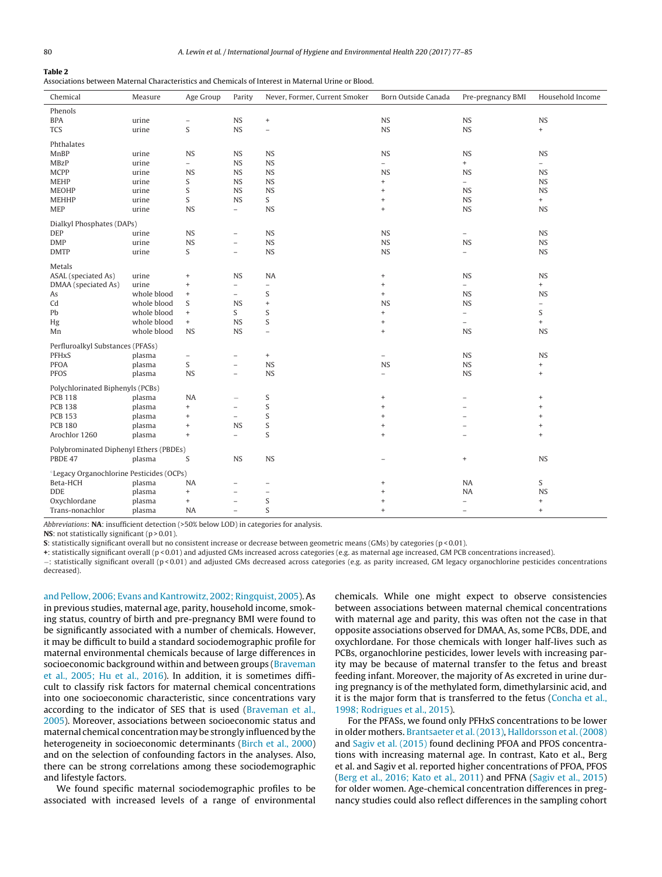**Table 2**
Associations between Maternal Characteristics and Chemicals of Interest in Maternal Urine or Blood.

| Chemical | Measure | Age Group | Parity | Never, Former, Current Smoker | Born Outside Canada | Pre-pregnancy BMI | Household Income |
|---|---|---|---|---|---|---|---|
| Phenols | | | | | | | |
| BPA | urine | – | NS | + | NS | NS | NS |
| TCS | urine | S | NS | – | NS | NS | + |
| Phthalates | | | | | | | |
| MnBP | urine | NS | NS | NS | NS | NS | NS |
| MBzP | urine | – | NS | NS | – | + | – |
| MCPP | urine | NS | NS | NS | NS | NS | NS |
| MEHP | urine | S | NS | NS | + | – | NS |
| MEOHP | urine | S | NS | NS | + | NS | NS |
| MEHHP | urine | S | NS | S | + | NS | + |
| MEP | urine | NS | – | NS | + | NS | NS |
| Dialkyl Phosphates (DAPs) | | | | | | | |
| DEP | urine | NS | – | NS | NS | – | NS |
| DMP | urine | NS | – | NS | NS | NS | NS |
| DMTP | urine | S | – | NS | NS | – | NS |
| Metals | | | | | | | |
| ASAL (speciated As) | urine | + | NS | NA | + | NS | NS |
| DMAA (speciated As) | urine | + | – | – | + | – | + |
| As | whole blood | + | – | S | + | NS | NS |
| Cd | whole blood | S | NS | + | NS | NS | – |
| Pb | whole blood | + | S | S | + | – | S |
| Hg | whole blood | + | NS | S | + | – | + |
| Mn | whole blood | NS | NS | – | + | NS | NS |
| Perfluroalkyl Substances (PFASs) | | | | | | | |
| PFHxS | plasma | – | – | + | – | NS | NS |
| PFOA | plasma | S | – | NS | NS | NS | + |
| PFOS | plasma | NS | – | NS | – | NS | + |
| Polychlorinated Biphenyls (PCBs) | | | | | | | |
| PCB 118 | plasma | NA | – | S | + | – | + |
| PCB 138 | plasma | + | – | S | + | – | + |
| PCB 153 | plasma | + | – | S | + | – | + |
| PCB 180 | plasma | + | NS | S | + | – | + |
| Arochlor 1260 | plasma | + | – | S | + | – | + |
| Polybrominated Diphenyl Ethers (PBDEs) | | | | | | | |
| PBDE 47 | plasma | S | NS | NS | – | + | NS |
| Legacy Organochlorine Pesticides (OCPs) | | | | | | | |
| Beta-HCH | plasma | NA | – | – | + | NA | S |
| DDE | plasma | + | – | – | + | NA | NS |
| Oxychlordane | plasma | + | – | S | + | – | + |
| Trans-nonachlor | plasma | NA | – | S | + | – | + |

*Abbreviations*: **NA**: insufficient detection (>50% below LOD) in categories for analysis.
**NS**: not statistically significant ($p > 0.01$).
**S**: statistically significant overall but no consistent increase or decrease between geometric means (GMs) by categories ($p < 0.01$).
**+**: statistically significant overall ($p < 0.01$) and adjusted GMs increased across categories (e.g. as maternal age increased, GM PCB concentrations increased).
**–**: statistically significant overall ($p < 0.01$) and adjusted GMs decreased across categories (e.g. as parity increased, GM legacy organochlorine pesticides concentrations decreased).

and Pellow, 2006; Evans and Kantrowitz, 2002; Ringquist, 2005). As in previous studies, maternal age, parity, household income, smoking status, country of birth and pre-pregnancy BMI were found to be significantly associated with a number of chemicals. However, it may be difficult to build a standard sociodemographic profile for maternal environmental chemicals because of large differences in socioeconomic background within and between groups (Braveman et al., 2005; Hu et al., 2016). In addition, it is sometimes difficult to classify risk factors for maternal chemical concentrations into one socioeconomic characteristic, since concentrations vary according to the indicator of SES that is used (Braveman et al., 2005). Moreover, associations between socioeconomic status and maternal chemical concentration may be strongly influenced by the heterogeneity in socioeconomic determinants (Birch et al., 2000) and on the selection of confounding factors in the analyses. Also, there can be strong correlations among these sociodemographic and lifestyle factors.

We found specific maternal sociodemographic profiles to be associated with increased levels of a range of environmental chemicals. While one might expect to observe consistencies between associations between maternal chemical concentrations with maternal age and parity, this was often not the case in that opposite associations observed for DMAA, As, some PCBs, DDE, and oxychlordane. For those chemicals with longer half-lives such as PCBs, organochlorine pesticides, lower levels with increasing parity may be because of maternal transfer to the fetus and breast feeding infant. Moreover, the majority of As excreted in urine during pregnancy is of the methylated form, dimethylarsinic acid, and it is the major form that is transferred to the fetus (Concha et al., 1998; Rodrigues et al., 2015).

For the PFASs, we found only PFHxS concentrations to be lower in older mothers. Brantsaeter et al. (2013), Halldorsson et al. (2008) and Sagiv et al. (2015) found declining PFOA and PFOS concentrations with increasing maternal age. In contrast, Kato et al., Berg et al. and Sagiv et al. reported higher concentrations of PFOA, PFOS (Berg et al., 2016; Kato et al., 2011) and PFNA (Sagiv et al., 2015) for older women. Age-chemical concentration differences in pregnancy studies could also reflect differences in the sampling cohort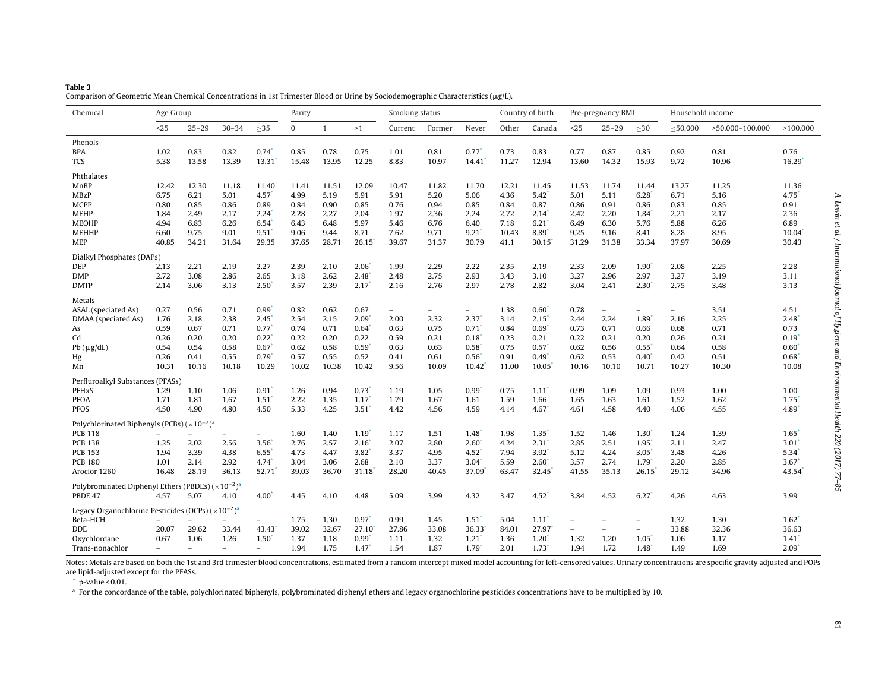**Table 3**
Comparison of Geometric Mean Chemical Concentrations in 1st Trimester Blood or Urine by Sociodemographic Characteristics (μg/L).

| Chemical | Age Group | | | | Parity | | | Smoking status | | | Country of birth | | Pre-pregnancy BMI | | | Household income | | |
|---|---|---|---|---|---|---|---|---|---|---|---|---|---|---|---|---|---|---|
| | <25 | 25–29 | 30–34 | ≥35 | 0 | 1 | >1 | Current | Former | Never | Other | Canada | <25 | 25–29 | ≥30 | ≤50.000 | >50.000–100.000 | >100.000 |
| Phenols | | | | | | | | | | | | | | | | | | |
| BPA | 1.02 | 0.83 | 0.82 | 0.74* | 0.85 | 0.78 | 0.75 | 1.01 | 0.81 | 0.77* | 0.73 | 0.83 | 0.77 | 0.87 | 0.85 | 0.92 | 0.81 | 0.76 |
| TCS | 5.38 | 13.58 | 13.39 | 13.31* | 15.48 | 13.95 | 12.25 | 8.83 | 10.97 | 14.41* | 11.27 | 12.94 | 13.60 | 14.32 | 15.93 | 9.72 | 10.96 | 16.29* |
| Phthalates | | | | | | | | | | | | | | | | | | |
| MnBP | 12.42 | 12.30 | 11.18 | 11.40 | 11.41 | 11.51 | 12.09 | 10.47 | 11.82 | 11.70 | 12.21 | 11.45 | 11.53 | 11.74 | 11.44 | 13.27 | 11.25 | 11.36 |
| MBzP | 6.75 | 6.21 | 5.01 | 4.57* | 4.99 | 5.19 | 5.91 | 5.91 | 5.20 | 5.06 | 4.36 | 5.42* | 5.01 | 5.11 | 6.28* | 6.71 | 5.16 | 4.75* |
| MCPP | 0.80 | 0.85 | 0.86 | 0.89 | 0.84 | 0.90 | 0.85 | 0.76 | 0.94 | 0.85 | 0.84 | 0.87 | 0.86 | 0.91 | 0.86 | 0.83 | 0.85 | 0.91 |
| MEHP | 1.84 | 2.49 | 2.17 | 2.24* | 2.28 | 2.27 | 2.04 | 1.97 | 2.36 | 2.24 | 2.72 | 2.14* | 2.42 | 2.20 | 1.84* | 2.21 | 2.17 | 2.36 |
| MEOHP | 4.94 | 6.83 | 6.26 | 6.54* | 6.43 | 6.48 | 5.97 | 5.46 | 6.76 | 6.40 | 7.18 | 6.21* | 6.49 | 6.30 | 5.76 | 5.88 | 6.26 | 6.89 |
| MEHHP | 6.60 | 9.75 | 9.01 | 9.51* | 9.06 | 9.44 | 8.71 | 7.62 | 9.71 | 9.21* | 10.43 | 8.89* | 9.25 | 9.16 | 8.41 | 8.28 | 8.95 | 10.04* |
| MEP | 40.85 | 34.21 | 31.64 | 29.35 | 37.65 | 28.71 | 26.15* | 39.67 | 31.37 | 30.79 | 41.1 | 30.15* | 31.29 | 31.38 | 33.34 | 37.97 | 30.69 | 30.43 |
| Dialkyl Phosphates (DAPs) | | | | | | | | | | | | | | | | | | |
| DEP | 2.13 | 2.21 | 2.19 | 2.27 | 2.39 | 2.10 | 2.06* | 1.99 | 2.29 | 2.22 | 2.35 | 2.19 | 2.33 | 2.09 | 1.90* | 2.08 | 2.25 | 2.28 |
| DMP | 2.72 | 3.08 | 2.86 | 2.65 | 3.18 | 2.62 | 2.48* | 2.48 | 2.75 | 2.93 | 3.43 | 3.10 | 3.27 | 2.96 | 2.97 | 3.27 | 3.19 | 3.11 |
| DMTP | 2.14 | 3.06 | 3.13 | 2.50* | 3.57 | 2.39 | 2.17* | 2.16 | 2.76 | 2.97 | 2.78 | 2.82 | 3.04 | 2.41 | 2.30* | 2.75 | 3.48 | 3.13 |
| Metals | | | | | | | | | | | | | | | | | | |
| ASAL (speciated As) | 0.27 | 0.56 | 0.71 | 0.99* | 0.82 | 0.62 | 0.67 | – | – | – | 1.38 | 0.60* | 0.78 | – | – | – | 3.51 | 4.51 |
| DMAA (speciated As) | 1.76 | 2.18 | 2.38 | 2.45* | 2.54 | 2.15 | 2.09* | 2.00 | 2.32 | 2.37* | 3.14 | 2.15* | 2.44 | 2.24 | 1.89* | 2.16 | 2.25 | 2.48* |
| As | 0.59 | 0.67 | 0.71 | 0.77* | 0.74 | 0.71 | 0.64* | 0.63 | 0.75 | 0.71* | 0.84 | 0.69* | 0.73 | 0.71 | 0.66 | 0.68 | 0.71 | 0.73 |
| Cd | 0.26 | 0.20 | 0.20 | 0.22* | 0.22 | 0.20 | 0.22 | 0.59 | 0.21 | 0.18* | 0.23 | 0.21 | 0.22 | 0.21 | 0.20 | 0.26 | 0.21 | 0.19* |
| Pb (μg/dL) | 0.54 | 0.54 | 0.58 | 0.67* | 0.62 | 0.58 | 0.59* | 0.63 | 0.63 | 0.58* | 0.75 | 0.57* | 0.62 | 0.56 | 0.55* | 0.64 | 0.58 | 0.60* |
| Hg | 0.26 | 0.41 | 0.55 | 0.79* | 0.57 | 0.55 | 0.52 | 0.41 | 0.61 | 0.56* | 0.91 | 0.49* | 0.62 | 0.53 | 0.40* | 0.42 | 0.51 | 0.68* |
| Mn | 10.31 | 10.16 | 10.18 | 10.29 | 10.02 | 10.38 | 10.42 | 9.56 | 10.09 | 10.42* | 11.00 | 10.05* | 10.16 | 10.10 | 10.71 | 10.27 | 10.30 | 10.08 |
| Perfluroalkyl Substances (PFASs) | | | | | | | | | | | | | | | | | | |
| PFHxS | 1.29 | 1.10 | 1.06 | 0.91* | 1.26 | 0.94 | 0.73* | 1.19 | 1.05 | 0.99* | 0.75 | 1.11* | 0.99 | 1.09 | 1.09 | 0.93 | 1.00 | 1.00 |
| PFOA | 1.71 | 1.81 | 1.67 | 1.51* | 2.22 | 1.35 | 1.17* | 1.79 | 1.67 | 1.61 | 1.59 | 1.66 | 1.65 | 1.63 | 1.61 | 1.52 | 1.62 | 1.75* |
| PFOS | 4.50 | 4.90 | 4.80 | 4.50 | 5.33 | 4.25 | 3.51* | 4.42 | 4.56 | 4.59 | 4.14 | 4.67* | 4.61 | 4.58 | 4.40 | 4.06 | 4.55 | 4.89* |
| Polychlorinated Biphenyls (PCBs) ($\times10^{-2}$)[a] | | | | | | | | | | | | | | | | | | |
| PCB 118 | – | – | – | – | 1.60 | 1.40 | 1.19* | 1.17 | 1.51 | 1.48* | 1.98 | 1.35* | 1.52 | 1.46 | 1.30* | 1.24 | 1.39 | 1.65* |
| PCB 138 | 1.25 | 2.02 | 2.56 | 3.56* | 2.76 | 2.57 | 2.16* | 2.07 | 2.80 | 2.60* | 4.24 | 2.31* | 2.85 | 2.51 | 1.95* | 2.11 | 2.47 | 3.01* |
| PCB 153 | 1.94 | 3.39 | 4.38 | 6.55* | 4.73 | 4.47 | 3.82* | 3.37 | 4.95 | 4.52* | 7.94 | 3.92* | 5.12 | 4.24 | 3.05* | 3.48 | 4.26 | 5.34* |
| PCB 180 | 1.01 | 2.14 | 2.92 | 4.74* | 3.04 | 3.06 | 2.68 | 2.10 | 3.37 | 3.04* | 5.59 | 2.60* | 3.57 | 2.74 | 1.79* | 2.20 | 2.85 | 3.67* |
| Aroclor 1260 | 16.48 | 28.19 | 36.13 | 52.71* | 39.03 | 36.70 | 31.18* | 28.20 | 40.45 | 37.09* | 63.47 | 32.45* | 41.55 | 35.13 | 26.15* | 29.12 | 34.96 | 43.54* |
| Polybrominated Diphenyl Ethers (PBDEs) ($\times10^{-2}$)[a] | | | | | | | | | | | | | | | | | | |
| PBDE 47 | 4.57 | 5.07 | 4.10 | 4.00* | 4.45 | 4.10 | 4.48 | 5.09 | 3.99 | 4.32 | 3.47 | 4.52* | 3.84 | 4.52 | 6.27* | 4.26 | 4.63 | 3.99 |
| Legacy Organochlorine Pesticides (OCPs) ($\times10^{-2}$)[a] | | | | | | | | | | | | | | | | | | |
| Beta-HCH | – | – | – | – | 1.75 | 1.30 | 0.97* | 0.99 | 1.45 | 1.51* | 5.04 | 1.11* | – | – | – | 1.32 | 1.30 | 1.62* |
| DDE | 20.07 | 29.62 | 33.44 | 43.43* | 39.02 | 32.67 | 27.10* | 27.86 | 33.08 | 36.33* | 84.01 | 27.97* | – | – | – | 33.88 | 32.36 | 36.63 |
| Oxychlordane | 0.67 | 1.06 | 1.26 | 1.50* | 1.37 | 1.18 | 0.99* | 1.11 | 1.32 | 1.21* | 1.36 | 1.20* | 1.32 | 1.20 | 1.05* | 1.06 | 1.17 | 1.41* |
| Trans-nonachlor | – | – | – | – | 1.94 | 1.75 | 1.47* | 1.54 | 1.87 | 1.79* | 2.01 | 1.73* | 1.94 | 1.72 | 1.48* | 1.49 | 1.69 | 2.09* |

Notes: Metals are based on both the 1st and 3rd trimester blood concentrations, estimated from a random intercept mixed model accounting for left-censored values. Urinary concentrations are specific gravity adjusted and POPs are lipid-adjusted except for the PFASs.

\* p-value < 0.01.

[a] For the concordance of the table, polychlorinated biphenyls, polybrominated diphenyl ethers and legacy organochlorine pesticides concentrations have to be multiplied by 10.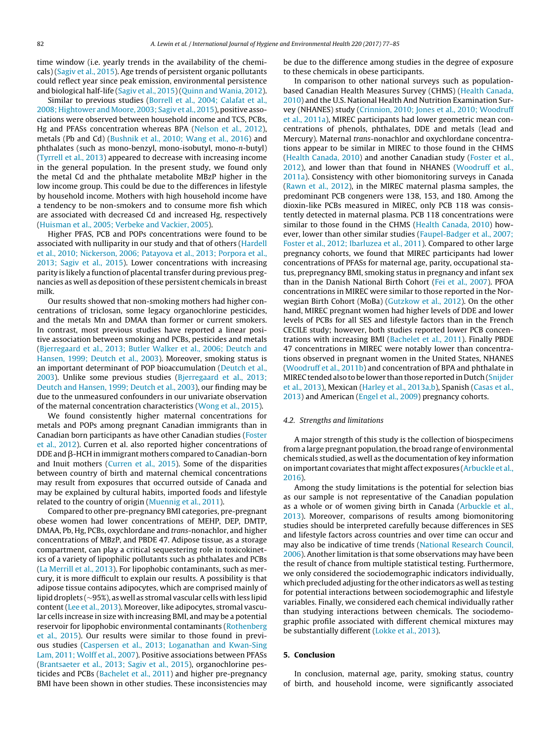time window (i.e. yearly trends in the availability of the chemicals) (Sagiv et al., 2015). Age trends of persistent organic pollutants could reflect year since peak emission, environmental persistence and biological half-life (Sagiv et al., 2015) (Quinn and Wania, 2012).

Similar to previous studies (Borrell et al., 2004; Calafat et al., 2008; Hightower and Moore, 2003; Sagiv et al., 2015), positive associations were observed between household income and TCS, PCBs, Hg and PFASs concentration whereas BPA (Nelson et al., 2012), metals (Pb and Cd) (Bushnik et al., 2010; Wang et al., 2016) and phthalates (such as mono-benzyl, mono-isobutyl, mono-*n*-butyl) (Tyrrell et al., 2013) appeared to decrease with increasing income in the general population. In the present study, we found only the metal Cd and the phthalate metabolite MBzP higher in the low income group. This could be due to the differences in lifestyle by household income. Mothers with high household income have a tendency to be non-smokers and to consume more fish which are associated with decreased Cd and increased Hg, respectively (Huisman et al., 2005; Verbeke and Vackier, 2005).

Higher PFAS, PCB and POPs concentrations were found to be associated with nulliparity in our study and that of others (Hardell et al., 2010; Nickerson, 2006; Patayova et al., 2013; Porpora et al., 2013; Sagiv et al., 2015). Lower concentrations with increasing parity is likely a function of placental transfer during previous pregnancies as well as deposition of these persistent chemicals in breast milk.

Our results showed that non-smoking mothers had higher concentrations of triclosan, some legacy organochlorine pesticides, and the metals Mn and DMAA than former or current smokers. In contrast, most previous studies have reported a linear positive association between smoking and PCBs, pesticides and metals (Bjerregaard et al., 2013; Butler Walker et al., 2006; Deutch and Hansen, 1999; Deutch et al., 2003). Moreover, smoking status is an important determinant of POP bioaccumulation (Deutch et al., 2003). Unlike some previous studies (Bjerregaard et al., 2013; Deutch and Hansen, 1999; Deutch et al., 2003), our finding may be due to the unmeasured confounders in our univariate observation of the maternal concentration characteristics (Wong et al., 2015).

We found consistently higher maternal concentrations for metals and POPs among pregnant Canadian immigrants than in Canadian born participants as have other Canadian studies (Foster et al., 2012). Curren et al. also reported higher concentrations of DDE and β-HCH in immigrant mothers compared to Canadian-born and Inuit mothers (Curren et al., 2015). Some of the disparities between country of birth and maternal chemical concentrations may result from exposures that occurred outside of Canada and may be explained by cultural habits, imported foods and lifestyle related to the country of origin (Muennig et al., 2011).

Compared to other pre-pregnancy BMI categories, pre-pregnant obese women had lower concentrations of MEHP, DEP, DMTP, DMAA, Pb, Hg, PCBs, oxychlordane and *trans*-nonachlor, and higher concentrations of MBzP, and PBDE 47. Adipose tissue, as a storage compartment, can play a critical sequestering role in toxicokinetics of a variety of lipophilic pollutants such as phthalates and PCBs (La Merrill et al., 2013). For lipophobic contaminants, such as mercury, it is more difficult to explain our results. A possibility is that adipose tissue contains adipocytes, which are comprised mainly of lipid droplets (~95%), as well as stromal vascular cells with less lipid content (Lee et al., 2013). Moreover, like adipocytes, stromal vascular cells increase in size with increasing BMI, and may be a potential reservoir for lipophobic environmental contaminants (Rothenberg et al., 2015). Our results were similar to those found in previous studies (Caspersen et al., 2013; Loganathan and Kwan-Sing Lam, 2011; Wolff et al., 2007). Positive associations between PFASs (Brantsaeter et al., 2013; Sagiv et al., 2015), organochlorine pesticides and PCBs (Bachelet et al., 2011) and higher pre-pregnancy BMI have been shown in other studies. These inconsistencies may be due to the difference among studies in the degree of exposure to these chemicals in obese participants.

In comparison to other national surveys such as population-based Canadian Health Measures Survey (CHMS) (Health Canada, 2010) and the U.S. National Health And Nutrition Examination Survey (NHANES) study (Crinnion, 2010; Jones et al., 2010; Woodruff et al., 2011a), MIREC participants had lower geometric mean concentrations of phenols, phthalates, DDE and metals (lead and Mercury). Maternal *trans*-nonachlor and oxychlordane concentrations appear to be similar in MIREC to those found in the CHMS (Health Canada, 2010) and another Canadian study (Foster et al., 2012), and lower than that found in NHANES (Woodruff et al., 2011a). Consistency with other biomonitoring surveys in Canada (Rawn et al., 2012), in the MIREC maternal plasma samples, the predominant PCB congeners were 138, 153, and 180. Among the dioxin-like PCBs measured in MIREC, only PCB 118 was consistently detected in maternal plasma. PCB 118 concentrations were similar to those found in the CHMS (Health Canada, 2010) however, lower than other similar studies (Faupel-Badger et al., 2007; Foster et al., 2012; Ibarluzea et al., 2011). Compared to other large pregnancy cohorts, we found that MIREC participants had lower concentrations of PFASs for maternal age, parity, occupational status, prepregnancy BMI, smoking status in pregnancy and infant sex than in the Danish National Birth Cohort (Fei et al., 2007). PFOA concentrations in MIREC were similar to those reported in the Norwegian Birth Cohort (MoBa) (Gutzkow et al., 2012). On the other hand, MIREC pregnant women had higher levels of DDE and lower levels of PCBs for all SES and lifestyle factors than in the French CECILE study; however, both studies reported lower PCB concentrations with increasing BMI (Bachelet et al., 2011). Finally PBDE 47 concentrations in MIREC were notably lower than concentrations observed in pregnant women in the United States, NHANES (Woodruff et al., 2011b) and concentration of BPA and phthalate in MIREC tended also to be lower than those reported in Dutch (Snijder et al., 2013), Mexican (Harley et al., 2013a,b), Spanish (Casas et al., 2013) and American (Engel et al., 2009) pregnancy cohorts.

### 4.2. Strengths and limitations

A major strength of this study is the collection of biospecimens from a large pregnant population, the broad range of environmental chemicals studied, as well as the documentation of key information on important covariates that might affect exposures (Arbuckle et al., 2016).

Among the study limitations is the potential for selection bias as our sample is not representative of the Canadian population as a whole or of women giving birth in Canada (Arbuckle et al., 2013). Moreover, comparisons of results among biomonitoring studies should be interpreted carefully because differences in SES and lifestyle factors across countries and over time can occur and may also be indicative of time trends (National Research Council, 2006). Another limitation is that some observations may have been the result of chance from multiple statistical testing. Furthermore, we only considered the sociodemographic indicators individually, which precluded adjusting for the other indicators as well as testing for potential interactions between sociodemographic and lifestyle variables. Finally, we considered each chemical individually rather than studying interactions between chemicals. The sociodemographic profile associated with different chemical mixtures may be substantially different (Lokke et al., 2013).

## 5. Conclusion

In conclusion, maternal age, parity, smoking status, country of birth, and household income, were significantly associated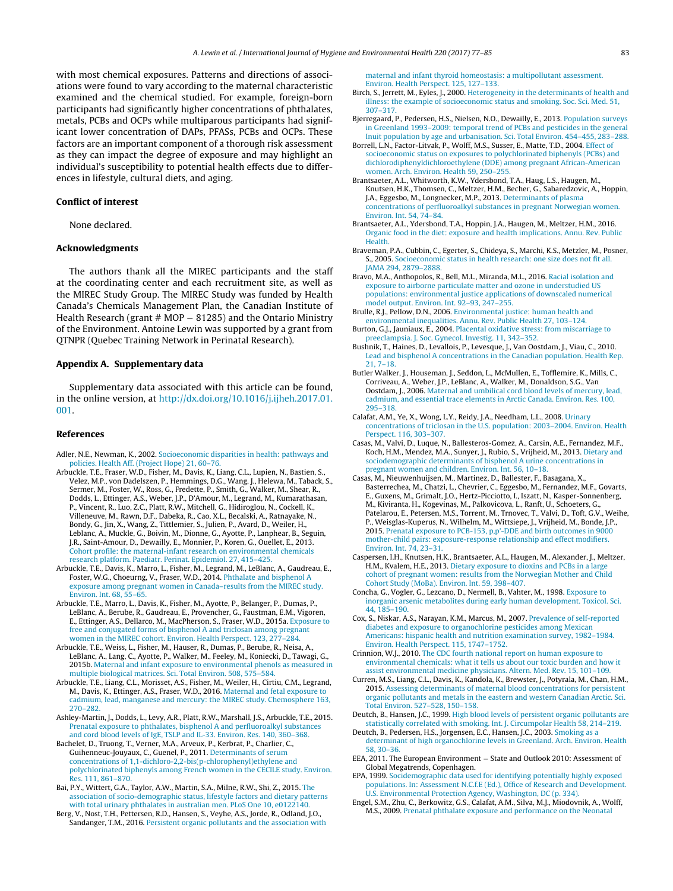with most chemical exposures. Patterns and directions of associations were found to vary according to the maternal characteristic examined and the chemical studied. For example, foreign-born participants had significantly higher concentrations of phthalates, metals, PCBs and OCPs while multiparous participants had significant lower concentration of DAPs, PFASs, PCBs and OCPs. These factors are an important component of a thorough risk assessment as they can impact the degree of exposure and may highlight an individual's susceptibility to potential health effects due to differences in lifestyle, cultural diets, and aging.

## Conflict of interest

None declared.

## Acknowledgments

The authors thank all the MIREC participants and the staff at the coordinating center and each recruitment site, as well as the MIREC Study Group. The MIREC Study was funded by Health Canada's Chemicals Management Plan, the Canadian Institute of Health Research (grant # MOP – 81285) and the Ontario Ministry of the Environment. Antoine Lewin was supported by a grant from QTNPR (Quebec Training Network in Perinatal Research).

## Appendix A. Supplementary data

Supplementary data associated with this article can be found, in the online version, at http://dx.doi.org/10.1016/j.ijheh.2017.01.001.

## References

Adler, N.E., Newman, K., 2002. Socioeconomic disparities in health: pathways and policies. Health Aff. (Project Hope) 21, 60–76.

Arbuckle, T.E., Fraser, W.D., Fisher, M., Davis, K., Liang, C.L., Lupien, N., Bastien, S., Velez, M.P., von Dadelszen, P., Hemmings, D.G., Wang, J., Helewa, M., Taback, S., Sermer, M., Foster, W., Ross, G., Fredette, P., Smith, G., Walker, M., Shear, R., Dodds, L., Ettinger, A.S., Weber, J.P., D'Amour, M., Legrand, M., Kumarathasan, P., Vincent, R., Luo, Z.C., Platt, R.W., Mitchell, G., Hidiroglou, N., Cockell, K., Villeneuve, M., Rawn, D.F., Dabeka, R., Cao, X.L., Becalski, A., Ratnayake, N., Bondy, G., Jin, X., Wang, Z., Tittlemier, S., Julien, P., Avard, D., Weiler, H., Leblanc, A., Muckle, G., Boivin, M., Dionne, G., Ayotte, P., Lanphear, B., Seguin, J.R., Saint-Amour, D., Dewailly, E., Monnier, P., Koren, G., Ouellet, E., 2013. Cohort profile: the maternal-infant research on environmental chemicals research platform. Paediatr. Perinat. Epidemiol. 27, 415–425.

Arbuckle, T.E., Davis, K., Marro, L., Fisher, M., Legrand, M., LeBlanc, A., Gaudreau, E., Foster, W.G., Choeurng, V., Fraser, W.D., 2014. Phthalate and bisphenol A exposure among pregnant women in Canada–results from the MIREC study. Environ. Int. 68, 55–65.

Arbuckle, T.E., Marro, L., Davis, K., Fisher, M., Ayotte, P., Belanger, P., Dumas, P., LeBlanc, A., Berube, R., Gaudreau, E., Provencher, G., Faustman, E.M., Vigoren, E., Ettinger, A.S., Dellarco, M., MacPherson, S., Fraser, W.D., 2015a. Exposure to free and conjugated forms of bisphenol A and triclosan among pregnant women in the MIREC cohort. Environ. Health Perspect. 123, 277–284.

Arbuckle, T.E., Weiss, L., Fisher, M., Hauser, R., Dumas, P., Berube, R., Neisa, A., LeBlanc, A., Lang, C., Ayotte, P., Walker, M., Feeley, M., Koniecki, D., Tawagi, G., 2015b. Maternal and infant exposure to environmental phenols as measured in multiple biological matrices. Sci. Total Environ. 508, 575–584.

Arbuckle, T.E., Liang, C.L., Morisset, A.S., Fisher, M., Weiler, H., Cirtiu, C.M., Legrand, M., Davis, K., Ettinger, A.S., Fraser, W.D., 2016. Maternal and fetal exposure to cadmium, lead, manganese and mercury: the MIREC study. Chemosphere 163, 270–282.

Ashley-Martin, J., Dodds, L., Levy, A.R., Platt, R.W., Marshall, J.S., Arbuckle, T.E., 2015. Prenatal exposure to phthalates, bisphenol A and perfluoroalkyl substances and cord blood levels of IgE, TSLP and IL-33. Environ. Res. 140, 360–368.

Bachelet, D., Truong, T., Verner, M.A., Arveux, P., Kerbrat, P., Charlier, C., Guihenneuc-Jouyaux, C., Guenel, P., 2011. Determinants of serum concentrations of 1,1-dichloro-2,2-bis(p-chlorophenyl)ethylene and polychlorinated biphenyls among French women in the CECILE study. Environ. Res. 111, 861–870.

Bai, P.Y., Wittert, G.A., Taylor, A.W., Martin, S.A., Milne, R.W., Shi, Z., 2015. The association of socio-demographic status, lifestyle factors and dietary patterns with total urinary phthalates in australian men. PLoS One 10, e0122140.

Berg, V., Nost, T.H., Pettersen, R.D., Hansen, S., Veyhe, A.S., Jorde, R., Odland, J.O., Sandanger, T.M., 2016. Persistent organic pollutants and the association with maternal and infant thyroid homeostasis: a multipollutant assessment. Environ. Health Perspect. 125, 127–133.

Birch, S., Jerrett, M., Eyles, J., 2000. Heterogeneity in the determinants of health and illness: the example of socioeconomic status and smoking. Soc. Sci. Med. 51, 307–317.

Bjerregaard, P., Pedersen, H.S., Nielsen, N.O., Dewailly, E., 2013. Population surveys in Greenland 1993–2009: temporal trend of PCBs and pesticides in the general Inuit population by age and urbanisation. Sci. Total Environ. 454–455, 283–288.

Borrell, L.N., Factor-Litvak, P., Wolff, M.S., Susser, E., Matte, T.D., 2004. Effect of socioeconomic status on exposures to polychlorinated biphenyls (PCBs) and dichlorodiphenyldichloroethylene (DDE) among pregnant African-American women. Arch. Environ. Health 59, 250–255.

Brantsaeter, A.L., Whitworth, K.W., Ydersbond, T.A., Haug, L.S., Haugen, M., Knutsen, H.K., Thomsen, C., Meltzer, H.M., Becher, G., Sabaredzovic, A., Hoppin, J.A., Eggesbo, M., Longnecker, M.P., 2013. Determinants of plasma concentrations of perfluoroalkyl substances in pregnant Norwegian women. Environ. Int. 54, 74–84.

Brantsaeter, A.L., Ydersbond, T.A., Hoppin, J.A., Haugen, M., Meltzer, H.M., 2016. Organic food in the diet: exposure and health implications. Annu. Rev. Public Health.

Braveman, P.A., Cubbin, C., Egerter, S., Chideya, S., Marchi, K.S., Metzler, M., Posner, S., 2005. Socioeconomic status in health research: one size does not fit all. JAMA 294, 2879–2888.

Bravo, M.A., Anthopolos, R., Bell, M.L., Miranda, M.L., 2016. Racial isolation and exposure to airborne particulate matter and ozone in understudied US populations: environmental justice applications of downscaled numerical model output. Environ. Int. 92–93, 247–255.

Brulle, R.J., Pellow, D.N., 2006. Environmental justice: human health and environmental inequalities. Annu. Rev. Public Health 27, 103–124.

Burton, G.J., Jauniaux, E., 2004. Placental oxidative stress: from miscarriage to preeclampsia. J. Soc. Gynecol. Investig. 11, 342–352.

Bushnik, T., Haines, D., Levallois, P., Levesque, J., Van Oostdam, J., Viau, C., 2010. Lead and bisphenol A concentrations in the Canadian population. Health Rep. 21, 7–18.

Butler Walker, J., Houseman, J., Seddon, L., McMullen, E., Tofflemire, K., Mills, C., Corriveau, A., Weber, J.P., LeBlanc, A., Walker, M., Donaldson, S.G., Van Oostdam, J., 2006. Maternal and umbilical cord blood levels of mercury, lead, cadmium, and essential trace elements in Arctic Canada. Environ. Res. 100, 295–318.

Calafat, A.M., Ye, X., Wong, L.Y., Reidy, J.A., Needham, L.L., 2008. Urinary concentrations of triclosan in the U.S. population: 2003–2004. Environ. Health Perspect. 116, 303–307.

Casas, M., Valvi, D., Luque, N., Ballesteros-Gomez, A., Carsin, A.E., Fernandez, M.F., Koch, H.M., Mendez, M.A., Sunyer, J., Rubio, S., Vrijheid, M., 2013. Dietary and sociodemographic determinants of bisphenol A urine concentrations in pregnant women and children. Environ. Int. 56, 10–18.

Casas, M., Nieuwenhuijsen, M., Martinez, D., Ballester, F., Basagana, X., Basterrechea, M., Chatzi, L., Chevrier, C., Eggesbo, M., Fernandez, M.F., Govarts, E., Guxens, M., Grimalt, J.O., Hertz-Picciotto, I., Iszatt, N., Kasper-Sonnenberg, M., Kiviranta, H., Kogevinas, M., Palkovicova, L., Ranft, U., Schoeters, G., Patelarou, E., Petersen, M.S., Torrent, M., Trnovec, T., Valvi, D., Toft, G.V., Weihe, P., Weisglas-Kuperus, N., Wilhelm, M., Wittsiepe, J., Vrijheid, M., Bonde, J.P., 2015. Prenatal exposure to PCB-153, p,p'-DDE and birth outcomes in 9000 mother-child pairs: exposure-response relationship and effect modifiers. Environ. Int. 74, 23–31.

Caspersen, I.H., Knutsen, H.K., Brantsaeter, A.L., Haugen, M., Alexander, J., Meltzer, H.M., Kvalem, H.E., 2013. Dietary exposure to dioxins and PCBs in a large cohort of pregnant women: results from the Norwegian Mother and Child Cohort Study (MoBa). Environ. Int. 59, 398–407.

Concha, G., Vogler, G., Lezcano, D., Nermell, B., Vahter, M., 1998. Exposure to inorganic arsenic metabolites during early human development. Toxicol. Sci. 44, 185–190.

Cox, S., Niskar, A.S., Narayan, K.M., Marcus, M., 2007. Prevalence of self-reported diabetes and exposure to organochlorine pesticides among Mexican Americans: hispanic health and nutrition examination survey, 1982–1984. Environ. Health Perspect. 115, 1747–1752.

Crinnion, W.J., 2010. The CDC fourth national report on human exposure to environmental chemicals: what it tells us about our toxic burden and how it assist environmental medicine physicians. Altern. Med. Rev. 15, 101–109.

Curren, M.S., Liang, C.L., Davis, K., Kandola, K., Brewster, J., Potyrala, M., Chan, H.M., 2015. Assessing determinants of maternal blood concentrations for persistent organic pollutants and metals in the eastern and western Canadian Arctic. Sci. Total Environ. 527–528, 150–158.

Deutch, B., Hansen, J.C., 1999. High blood levels of persistent organic pollutants are statistically correlated with smoking. Int. J. Circumpolar Health 58, 214–219.

Deutch, B., Pedersen, H.S., Jorgensen, E.C., Hansen, J.C., 2003. Smoking as a determinant of high organochlorine levels in Greenland. Arch. Environ. Health 58, 30–36.

EEA, 2011. The European Environment – State and Outlook 2010: Assessment of Global Megatrends, Copenhagen.

EPA, 1999. Sociodemographic data used for identifying potentially highly exposed populations. In: Assessment N.C.f.E (Ed.), Office of Research and Development. U.S. Environmental Protection Agency, Washington, DC (p. 334).

Engel, S.M., Zhu, C., Berkowitz, G.S., Calafat, A.M., Silva, M.J., Miodovnik, A., Wolff, M.S., 2009. Prenatal phthalate exposure and performance on the Neonatal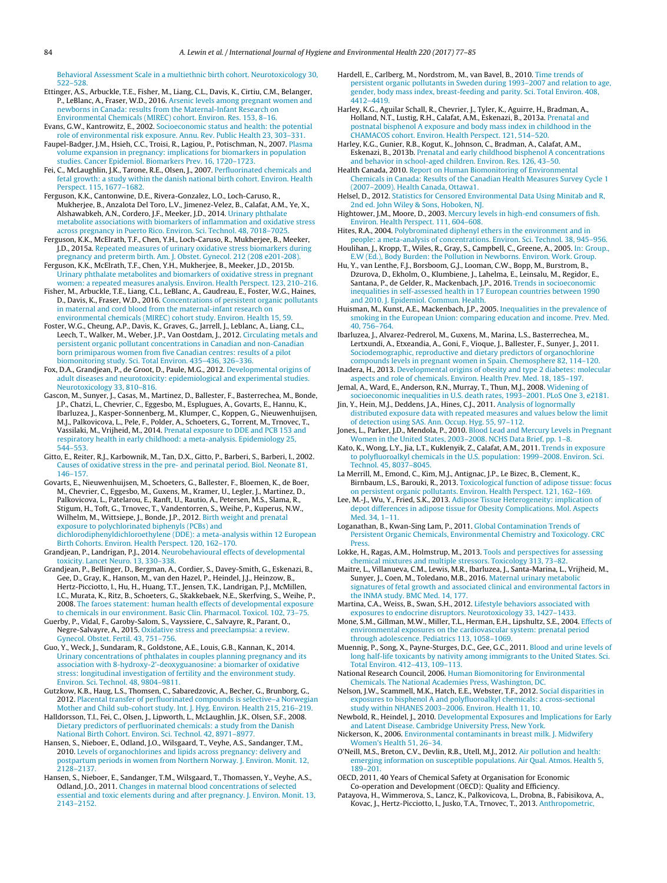Behavioral Assessment Scale in a multiethnic birth cohort. Neurotoxicology 30, 522–528.

Ettinger, A.S., Arbuckle, T.E., Fisher, M., Liang, C.L., Davis, K., Cirtiu, C.M., Belanger, P., LeBlanc, A., Fraser, W.D., 2016. Arsenic levels among pregnant women and newborns in Canada: results from the Maternal-Infant Research on Environmental Chemicals (MIREC) cohort. Environ. Res. 153, 8–16.

Evans, G.W., Kantrowitz, E., 2002. Socioeconomic status and health: the potential role of environmental risk exposure. Annu. Rev. Public Health 23, 303–331.

Faupel-Badger, J.M., Hsieh, C.C., Troisi, R., Lagiou, P., Potischman, N., 2007. Plasma volume expansion in pregnancy: implications for biomarkers in population studies. Cancer Epidemiol. Biomarkers Prev. 16, 1720–1723.

Fei, C., McLaughlin, J.K., Tarone, R.E., Olsen, J., 2007. Perfluorinated chemicals and fetal growth: a study within the danish national birth cohort. Environ. Health Perspect. 115, 1677–1682.

Ferguson, K.K., Cantonwine, D.E., Rivera-Gonzalez, L.O., Loch-Caruso, R., Mukherjee, B., Anzalota Del Toro, L.V., Jimenez-Velez, B., Calafat, A.M., Ye, X., Alshawabkeh, A.N., Cordero, J.F., Meeker, J.D., 2014. Urinary phthalate metabolite associations with biomarkers of inflammation and oxidative stress across pregnancy in Puerto Rico. Environ. Sci. Technol. 48, 7018–7025.

Ferguson, K.K., McElrath, T.F., Chen, Y.H., Loch-Caruso, R., Mukherjee, B., Meeker, J.D., 2015a. Repeated measures of urinary oxidative stress biomarkers during pregnancy and preterm birth. Am. J. Obstet. Gynecol. 212 (208 e201-208).

Ferguson, K.K., McElrath, T.F., Chen, Y.H., Mukherjee, B., Meeker, J.D., 2015b. Urinary phthalate metabolites and biomarkers of oxidative stress in pregnant women: a repeated measures analysis. Environ. Health Perspect. 123, 210–216.

Fisher, M., Arbuckle, T.E., Liang, C.L., LeBlanc, A., Gaudreau, E., Foster, W.G., Haines, D., Davis, K., Fraser, W.D., 2016. Concentrations of persistent organic pollutants in maternal and cord blood from the maternal-infant research on environmental chemicals (MIREC) cohort study. Environ. Health 15, 59.

Foster, W.G., Cheung, A.P., Davis, K., Graves, G., Jarrell, J., Leblanc, A., Liang, C.L., Leech, T., Walker, M., Weber, J.P., Van Oostdam, J., 2012. Circulating metals and persistent organic pollutant concentrations in Canadian and non-Canadian born primiparous women from five Canadian centres: results of a pilot biomonitoring study. Sci. Total Environ. 435–436, 326–336.

Fox, D.A., Grandjean, P., de Groot, D., Paule, M.G., 2012. Developmental origins of adult diseases and neurotoxicity: epidemiological and experimental studies. Neurotoxicology 33, 810–816.

Gascon, M., Sunyer, J., Casas, M., Martinez, D., Ballester, F., Basterrechea, M., Bonde, J.P., Chatzi, L., Chevrier, C., Eggesbo, M., Esplugues, A., Govarts, E., Hannu, K., Ibarluzea, J., Kasper-Sonnenberg, M., Klumper, C., Koppen, G., Nieuwenhuijsen, M.J., Palkovicova, L., Pele, F., Polder, A., Schoeters, G., Torrent, M., Trnovec, T., Vassilaki, M., Vrijheid, M., 2014. Prenatal exposure to DDE and PCB 153 and respiratory health in early childhood: a meta-analysis. Epidemiology 25, 544–553.

Gitto, E., Reiter, R.J., Karbownik, M., Tan, D.X., Gitto, P., Barberi, S., Barberi, I., 2002. Causes of oxidative stress in the pre- and perinatal period. Biol. Neonate 81, 146–157.

Govarts, E., Nieuwenhuijsen, M., Schoeters, G., Ballester, F., Bloemen, K., de Boer, M., Chevrier, C., Eggesbo, M., Guxens, M., Kramer, U., Legler, J., Martinez, D., Palkovicova, L., Patelarou, E., Ranft, U., Rautio, A., Petersen, M.S., Slama, R., Stigum, H., Toft, G., Trnovec, T., Vandentorren, S., Weihe, P., Kuperus, N.W., Wilhelm, M., Wittsiepe, J., Bonde, J.P., 2012. Birth weight and prenatal exposure to polychlorinated biphenyls (PCBs) and dichlorodiphenyldichloroethylene (DDE): a meta-analysis within 12 European Birth Cohorts. Environ. Health Perspect. 120, 162–170.

Grandjean, P., Landrigan, P.J., 2014. Neurobehavioural effects of developmental toxicity. Lancet Neuro. 13, 330–338.

Grandjean, P., Bellinger, D., Bergman, A., Cordier, S., Davey-Smith, G., Eskenazi, B., Gee, D., Gray, K., Hanson, M., van den Hazel, P., Heindel, J.J., Heinzow, B., Hertz-Picciotto, I., Hu, H., Huang, T.T., Jensen, T.K., Landrigan, P.J., McMillen, I.C., Murata, K., Ritz, B., Schoeters, G., Skakkebaek, N.E., Skerfving, S., Weihe, P., 2008. The faroes statement: human health effects of developmental exposure to chemicals in our environment. Basic Clin. Pharmacol. Toxicol. 102, 73–75.

Guerby, P., Vidal, F., Garoby-Salom, S., Vayssiere, C., Salvayre, R., Parant, O., Negre-Salvayre, A., 2015. Oxidative stress and preeclampsia: a review. Gynecol. Obstet. Fertil. 43, 751–756.

Guo, Y., Weck, J., Sundaram, R., Goldstone, A.E., Louis, G.B., Kannan, K., 2014. Urinary concentrations of phthalates in couples planning pregnancy and its association with 8-hydroxy-2′-deoxyguanosine: a biomarker of oxidative stress: longitudinal investigation of fertility and the environment study. Environ. Sci. Technol. 48, 9804–9811.

Gutzkow, K.B., Haug, L.S., Thomsen, C., Sabaredzovic, A., Becher, G., Brunborg, G., 2012. Placental transfer of perfluorinated compounds is selective–a Norwegian Mother and Child sub-cohort study. Int. J. Hyg. Environ. Health 215, 216–219.

Halldorsson, T.I., Fei, C., Olsen, J., Lipworth, L., McLaughlin, J.K., Olsen, S.F., 2008. Dietary predictors of perfluorinated chemicals: a study from the Danish National Birth Cohort. Environ. Sci. Technol. 42, 8971–8977.

Hansen, S., Nieboer, E., Odland, J.O., Wilsgaard, T., Veyhe, A.S., Sandanger, T.M., 2010. Levels of organochlorines and lipids across pregnancy: delivery and postpartum periods in women from Northern Norway. J. Environ. Monit. 12, 2128–2137.

Hansen, S., Nieboer, E., Sandanger, T.M., Wilsgaard, T., Thomassen, Y., Veyhe, A.S., Odland, J.O., 2011. Changes in maternal blood concentrations of selected essential and toxic elements during and after pregnancy. J. Environ. Monit. 13, 2143–2152.

Hardell, E., Carlberg, M., Nordstrom, M., van Bavel, B., 2010. Time trends of persistent organic pollutants in Sweden during 1993–2007 and relation to age, gender, body mass index, breast-feeding and parity. Sci. Total Environ. 408, 4412–4419.

Harley, K.G., Aguilar Schall, R., Chevrier, J., Tyler, K., Aguirre, H., Bradman, A., Holland, N.T., Lustig, R.H., Calafat, A.M., Eskenazi, B., 2013a. Prenatal and postnatal bisphenol A exposure and body mass index in childhood in the CHAMACOS cohort. Environ. Health Perspect. 121, 514–520.

Harley, K.G., Gunier, R.B., Kogut, K., Johnson, C., Bradman, A., Calafat, A.M., Eskenazi, B., 2013b. Prenatal and early childhood bisphenol A concentrations and behavior in school-aged children. Environ. Res. 126, 43–50.

Health Canada, 2010. Report on Human Biomonitoring of Environmental Chemicals in Canada: Results of the Canadian Health Measures Survey Cycle 1 (2007–2009). Health Canada, Ottawa1.

Helsel, D., 2012. Statistics for Censored Environmental Data Using Minitab and R, 2nd ed. John Wiley & Sons, Hoboken, NJ.

Hightower, J.M., Moore, D., 2003. Mercury levels in high-end consumers of fish. Environ. Health Perspect. 111, 604–608.

Hites, R.A., 2004. Polybrominated diphenyl ethers in the environment and in people: a meta-analysis of concentrations. Environ. Sci. Technol. 38, 945–956.

Houlihan, J., Kropp, T., Wiles, R., Gray, S., Campbell, C., Greene, A., 2005. In: Group., E.W (Ed.), Body Burden: the Pollution in Newborns. Environ. Work. Group.

Hu, Y., van Lenthe, F.J., Borsboom, G.J., Looman, C.W., Bopp, M., Burstrom, B., Dzurova, D., Ekholm, O., Klumbiene, J., Lahelma, E., Leinsalu, M., Regidor, E., Santana, P., de Gelder, R., Mackenbach, J.P., 2016. Trends in socioeconomic inequalities in self-assessed health in 17 European countries between 1990 and 2010. J. Epidemiol. Commun. Health.

Huisman, M., Kunst, A.E., Mackenbach, J.P., 2005. Inequalities in the prevalence of smoking in the European Union: comparing education and income. Prev. Med. 40, 756–764.

Ibarluzea, J., Alvarez-Pedrerol, M., Guxens, M., Marina, L.S., Basterrechea, M., Lertxundi, A., Etxeandia, A., Goni, F., Vioque, J., Ballester, F., Sunyer, J., 2011. Sociodemographic, reproductive and dietary predictors of organochlorine compounds levels in pregnant women in Spain. Chemosphere 82, 114–120.

Inadera, H., 2013. Developmental origins of obesity and type 2 diabetes: molecular aspects and role of chemicals. Environ. Health Prev. Med. 18, 185–197.

Jemal, A., Ward, E., Anderson, R.N., Murray, T., Thun, M.J., 2008. Widening of socioeconomic inequalities in U.S. death rates, 1993–2001. PLoS One 3, e2181.

Jin, Y., Hein, M.J., Deddens, J.A., Hines, C.J., 2011. Analysis of lognormally distributed exposure data with repeated measures and values below the limit of detection using SAS. Ann. Occup. Hyg. 55, 97–112.

Jones, L., Parker, J.D., Mendola, P., 2010. Blood Lead and Mercury Levels in Pregnant Women in the United States, 2003–2008. NCHS Data Brief, pp. 1–8.

Kato, K., Wong, L.Y., Jia, L.T., Kuklenyik, Z., Calafat, A.M., 2011. Trends in exposure to polyfluoroalkyl chemicals in the U.S. population: 1999–2008. Environ. Sci. Technol. 45, 8037–8045.

La Merrill, M., Emond, C., Kim, M.J., Antignac, J.P., Le Bizec, B., Clement, K., Birnbaum, L.S., Barouki, R., 2013. Toxicological function of adipose tissue: focus on persistent organic pollutants. Environ. Health Perspect. 121, 162–169.

Lee, M.-J., Wu, Y., Fried, S.K., 2013. Adipose Tissue Heterogeneity: implication of depot differences in adipose tissue for Obesity Complications. Mol. Aspects Med. 34, 1–11.

Loganathan, B., Kwan-Sing Lam, P., 2011. Global Contamination Trends of Persistent Organic Chemicals, Environmental Chemistry and Toxicology. CRC Press.

Lokke, H., Ragas, A.M., Holmstrup, M., 2013. Tools and perspectives for assessing chemical mixtures and multiple stressors. Toxicology 313, 73–82.

Maitre, L., Villanueva, C.M., Lewis, M.R., Ibarluzea, J., Santa-Marina, L., Vrijheid, M., Sunyer, J., Coen, M., Toledano, M.B., 2016. Maternal urinary metabolic signatures of fetal growth and associated clinical and environmental factors in the INMA study. BMC Med. 14, 177.

Martina, C.A., Weiss, B., Swan, S.H., 2012. Lifestyle behaviors associated with exposures to endocrine disruptors. Neurotoxicology 33, 1427–1433.

Mone, S.M., Gillman, M.W., Miller, T.L., Herman, E.H., Lipshultz, S.E., 2004. Effects of environmental exposures on the cardiovascular system: prenatal period through adolescence. Pediatrics 113, 1058–1069.

Muennig, P., Song, X., Payne-Sturges, D.C., Gee, G.C., 2011. Blood and urine levels of long half-life toxicants by nativity among immigrants to the United States. Sci. Total Environ. 412–413, 109–113.

National Research Council, 2006. Human Biomonitoring for Environmental Chemicals. The National Academies Press, Washington, DC.

Nelson, J.W., Scammell, M.K., Hatch, E.E., Webster, T.F., 2012. Social disparities in exposures to bisphenol A and polyfluoroalkyl chemicals: a cross-sectional study within NHANES 2003–2006. Environ. Health 11, 10.

Newbold, R., Heindel, J., 2010. Developmental Exposures and Implications for Early and Latent Disease. Cambridge University Press, New York.

Nickerson, K., 2006. Environmental contaminants in breast milk. J. Midwifery Women's Health 51, 26–34.

O'Neill, M.S., Breton, C.V., Devlin, R.B., Utell, M.J., 2012. Air pollution and health: emerging information on susceptible populations. Air Qual. Atmos. Health 5, 189–201.

OECD, 2011, 40 Years of Chemical Safety at Organisation for Economic Co-operation and Development (OECD): Quality and Efficiency.

Patayova, H., Wimmerova, S., Lancz, K., Palkovicova, L., Drobna, B., Fabisikova, A., Kovac, J., Hertz-Picciotto, I., Jusko, T.A., Trnovec, T., 2013. Anthropometric,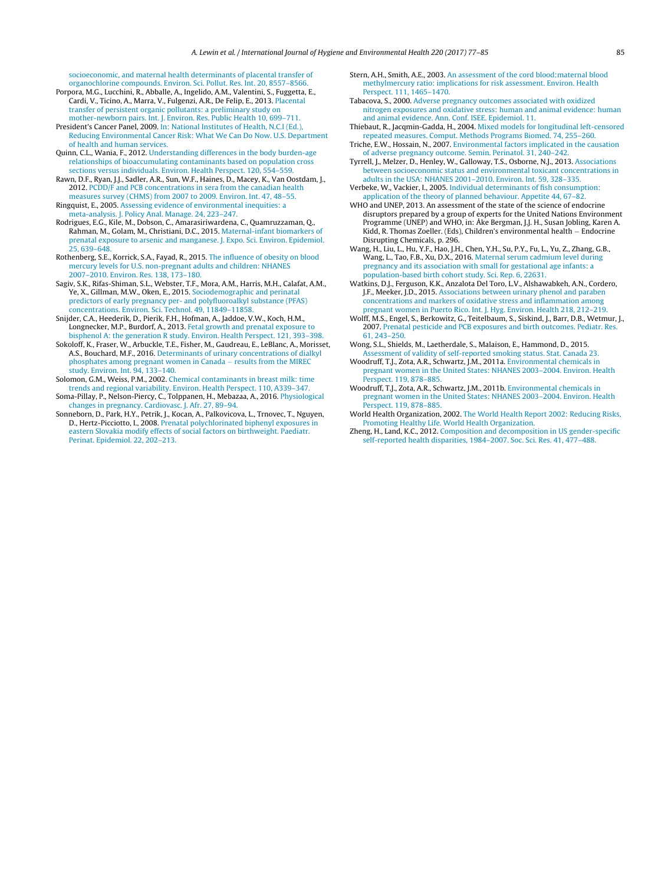socioeconomic, and maternal health determinants of placental transfer of organochlorine compounds. Environ. Sci. Pollut. Res. Int. 20, 8557–8566.

Porpora, M.G., Lucchini, R., Abballe, A., Ingelido, A.M., Valentini, S., Fuggetta, E., Cardi, V., Ticino, A., Marra, V., Fulgenzi, A.R., De Felip, E., 2013. Placental transfer of persistent organic pollutants: a preliminary study on mother-newborn pairs. Int. J. Environ. Res. Public Health 10, 699–711.

President's Cancer Panel, 2009. In: National Institutes of Health, N.C.I (Ed.), Reducing Environmental Cancer Risk: What We Can Do Now. U.S. Department of health and human services.

Quinn, C.L., Wania, F., 2012. Understanding differences in the body burden-age relationships of bioaccumulating contaminants based on population cross sections versus individuals. Environ. Health Perspect. 120, 554–559.

Rawn, D.F., Ryan, J.J., Sadler, A.R., Sun, W.F., Haines, D., Macey, K., Van Oostdam, J., 2012. PCDD/F and PCB concentrations in sera from the canadian health measures survey (CHMS) from 2007 to 2009. Environ. Int. 47, 48–55.

Ringquist, E., 2005. Assessing evidence of environmental inequities: a meta-analysis. J. Policy Anal. Manage. 24, 223–247.

Rodrigues, E.G., Kile, M., Dobson, C., Amarasiriwardena, C., Quamruzzaman, Q., Rahman, M., Golam, M., Christiani, D.C., 2015. Maternal-infant biomarkers of prenatal exposure to arsenic and manganese. J. Expo. Sci. Environ. Epidemiol. 25, 639–648.

Rothenberg, S.E., Korrick, S.A., Fayad, R., 2015. The influence of obesity on blood mercury levels for U.S. non-pregnant adults and children: NHANES 2007–2010. Environ. Res. 138, 173–180.

Sagiv, S.K., Rifas-Shiman, S.L., Webster, T.F., Mora, A.M., Harris, M.H., Calafat, A.M., Ye, X., Gillman, M.W., Oken, E., 2015. Sociodemographic and perinatal predictors of early pregnancy per- and polyfluoroalkyl substance (PFAS) concentrations. Environ. Sci. Technol. 49, 11849–11858.

Snijder, C.A., Heederik, D., Pierik, F.H., Hofman, A., Jaddoe, V.W., Koch, H.M., Longnecker, M.P., Burdorf, A., 2013. Fetal growth and prenatal exposure to bisphenol A: the generation R study. Environ. Health Perspect. 121, 393–398.

Sokoloff, K., Fraser, W., Arbuckle, T.E., Fisher, M., Gaudreau, E., LeBlanc, A., Morisset, A.S., Bouchard, M.F., 2016. Determinants of urinary concentrations of dialkyl phosphates among pregnant women in Canada − results from the MIREC study. Environ. Int. 94, 133–140.

Solomon, G.M., Weiss, P.M., 2002. Chemical contaminants in breast milk: time trends and regional variability. Environ. Health Perspect. 110, A339–347.

Soma-Pillay, P., Nelson-Piercy, C., Tolppanen, H., Mebazaa, A., 2016. Physiological changes in pregnancy. Cardiovasc. J. Afr. 27, 89–94.

Sonneborn, D., Park, H.Y., Petrik, J., Kocan, A., Palkovicova, L., Trnovec, T., Nguyen, D., Hertz-Picciotto, I., 2008. Prenatal polychlorinated biphenyl exposures in eastern Slovakia modify effects of social factors on birthweight. Paediatr. Perinat. Epidemiol. 22, 202–213.

Stern, A.H., Smith, A.E., 2003. An assessment of the cord blood:maternal blood methylmercury ratio: implications for risk assessment. Environ. Health Perspect. 111, 1465–1470.

Tabacova, S., 2000. Adverse pregnancy outcomes associated with oxidized nitrogen exposures and oxidative stress: human and animal evidence: human and animal evidence. Ann. Conf. ISEE. Epidemiol. 11.

Thiebaut, R., Jacqmin-Gadda, H., 2004. Mixed models for longitudinal left-censored repeated measures. Comput. Methods Programs Biomed. 74, 255–260.

Triche, E.W., Hossain, N., 2007. Environmental factors implicated in the causation of adverse pregnancy outcome. Semin. Perinatol. 31, 240–242.

Tyrrell, J., Melzer, D., Henley, W., Galloway, T.S., Osborne, N.J., 2013. Associations between socioeconomic status and environmental toxicant concentrations in adults in the USA: NHANES 2001–2010. Environ. Int. 59, 328–335.

Verbeke, W., Vackier, I., 2005. Individual determinants of fish consumption: application of the theory of planned behaviour. Appetite 44, 67–82.

WHO and UNEP, 2013. An assessment of the state of the science of endocrine disruptors prepared by a group of experts for the United Nations Environment Programme (UNEP) and WHO, in: Åke Bergman, J.J. H., Susan Jobling, Karen A. Kidd, R. Thomas Zoeller. (Eds), Children's environmental health − Endocrine Disrupting Chemicals, p. 296.

Wang, H., Liu, L., Hu, Y.F., Hao, J.H., Chen, Y.H., Su, P.Y., Fu, L., Yu, Z., Zhang, G.B., Wang, L., Tao, F.B., Xu, D.X., 2016. Maternal serum cadmium level during pregnancy and its association with small for gestational age infants: a population-based birth cohort study. Sci. Rep. 6, 22631.

Watkins, D.J., Ferguson, K.K., Anzalota Del Toro, L.V., Alshawabkeh, A.N., Cordero, J.F., Meeker, J.D., 2015. Associations between urinary phenol and paraben concentrations and markers of oxidative stress and inflammation among pregnant women in Puerto Rico. Int. J. Hyg. Environ. Health 218, 212–219.

Wolff, M.S., Engel, S., Berkowitz, G., Teitelbaum, S., Siskind, J., Barr, D.B., Wetmur, J., 2007. Prenatal pesticide and PCB exposures and birth outcomes. Pediatr. Res. 61, 243–250.

Wong, S.L., Shields, M., Laetherdale, S., Malaison, E., Hammond, D., 2015. Assessment of validity of self-reported smoking status. Stat. Canada 23.

Woodruff, T.J., Zota, A.R., Schwartz, J.M., 2011a. Environmental chemicals in pregnant women in the United States: NHANES 2003–2004. Environ. Health Perspect. 119, 878–885.

Woodruff, T.J., Zota, A.R., Schwartz, J.M., 2011b. Environmental chemicals in pregnant women in the United States: NHANES 2003–2004. Environ. Health Perspect. 119, 878–885.

World Health Organization, 2002. The World Health Report 2002: Reducing Risks, Promoting Healthy Life. World Health Organization.

Zheng, H., Land, K.C., 2012. Composition and decomposition in US gender-specific self-reported health disparities, 1984–2007. Soc. Sci. Res. 41, 477–488.